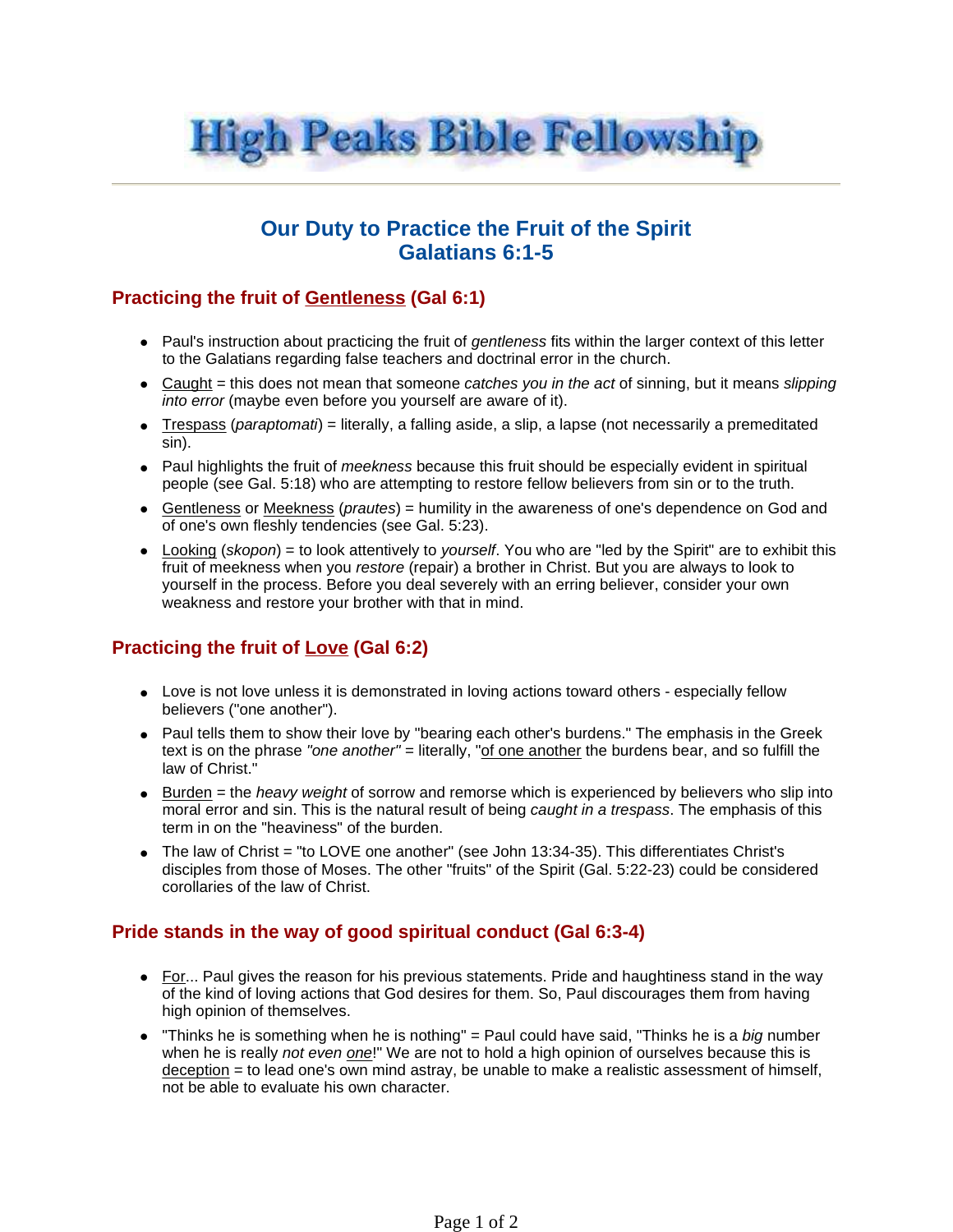# High Peaks Bible Fellowship

## Our Duty to Practice the Fruit of the Spirit
## Galatians 6:1-5

### Practicing the fruit of <u>Gentleness</u> (Gal 6:1)

- Paul's instruction about practicing the fruit of *gentleness* fits within the larger context of this letter to the Galatians regarding false teachers and doctrinal error in the church.
- <u>Caught</u> = this does not mean that someone *catches you in the act* of sinning, but it means *slipping into error* (maybe even before you yourself are aware of it).
- <u>Trespass</u> (*paraptomati*) = literally, a falling aside, a slip, a lapse (not necessarily a premeditated sin).
- Paul highlights the fruit of *meekness* because this fruit should be especially evident in spiritual people (see Gal. 5:18) who are attempting to restore fellow believers from sin or to the truth.
- <u>Gentleness</u> or <u>Meekness</u> (*prautes*) = humility in the awareness of one's dependence on God and of one's own fleshly tendencies (see Gal. 5:23).
- <u>Looking</u> (*skopon*) = to look attentively to *yourself*. You who are "led by the Spirit" are to exhibit this fruit of meekness when you *restore* (repair) a brother in Christ. But you are always to look to yourself in the process. Before you deal severely with an erring believer, consider your own weakness and restore your brother with that in mind.

### Practicing the fruit of <u>Love</u> (Gal 6:2)

- Love is not love unless it is demonstrated in loving actions toward others - especially fellow believers ("one another").
- Paul tells them to show their love by "bearing each other's burdens." The emphasis in the Greek text is on the phrase *"one another"* = literally, "<u>of one another</u> the burdens bear, and so fulfill the law of Christ."
- <u>Burden</u> = the *heavy weight* of sorrow and remorse which is experienced by believers who slip into moral error and sin. This is the natural result of being *caught in a trespass*. The emphasis of this term in on the "heaviness" of the burden.
- The law of Christ = "to LOVE one another" (see John 13:34-35). This differentiates Christ's disciples from those of Moses. The other "fruits" of the Spirit (Gal. 5:22-23) could be considered corollaries of the law of Christ.

### Pride stands in the way of good spiritual conduct (Gal 6:3-4)

- <u>For</u>... Paul gives the reason for his previous statements. Pride and haughtiness stand in the way of the kind of loving actions that God desires for them. So, Paul discourages them from having high opinion of themselves.
- "Thinks he is something when he is nothing" = Paul could have said, "Thinks he is a *big* number when he is really *not even <u>one</u>*!" We are not to hold a high opinion of ourselves because this is <u>deception</u> = to lead one's own mind astray, be unable to make a realistic assessment of himself, not be able to evaluate his own character.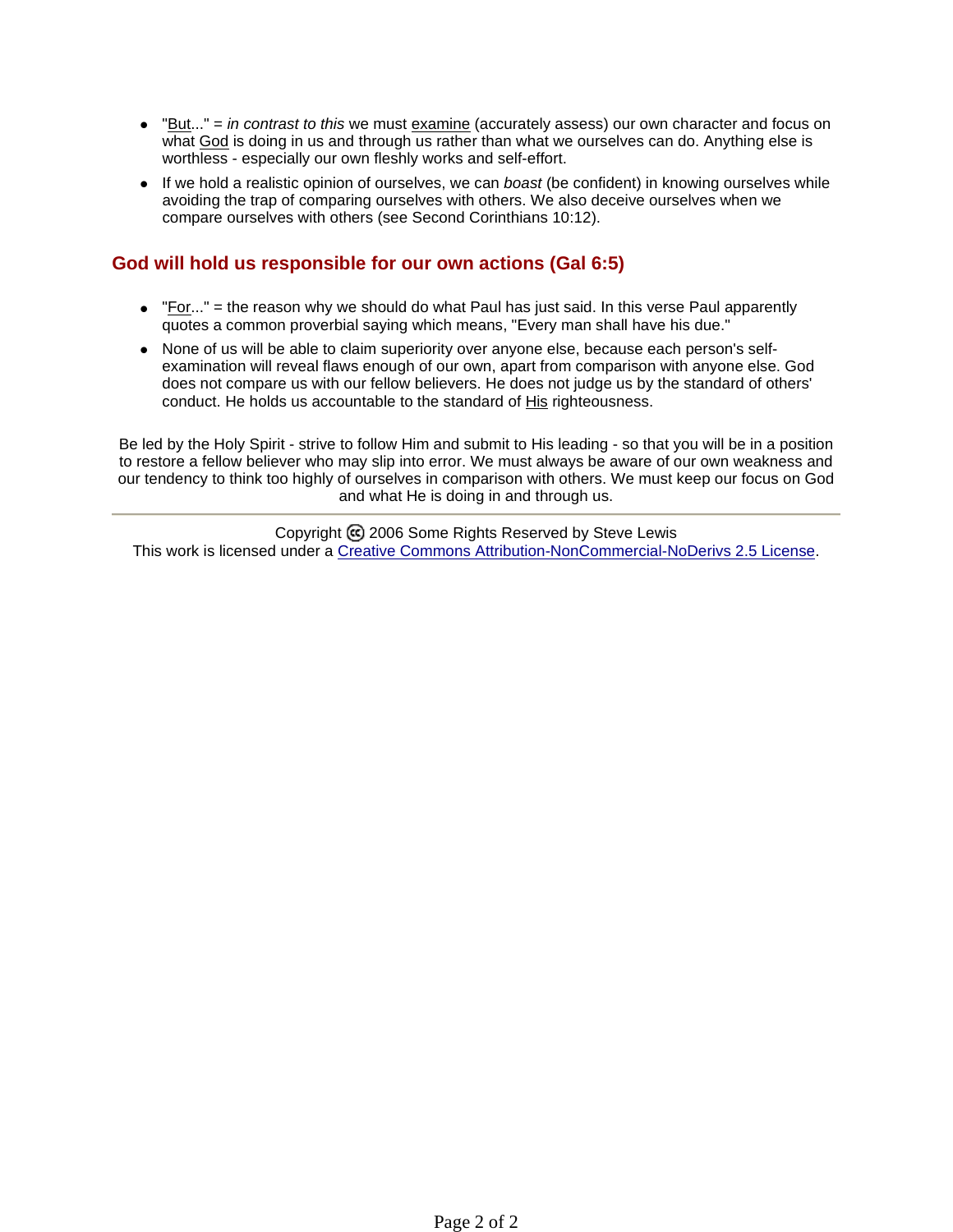- "But..." = *in contrast to this* we must examine (accurately assess) our own character and focus on what God is doing in us and through us rather than what we ourselves can do. Anything else is worthless - especially our own fleshly works and self-effort.
- If we hold a realistic opinion of ourselves, we can *boast* (be confident) in knowing ourselves while avoiding the trap of comparing ourselves with others. We also deceive ourselves when we compare ourselves with others (see Second Corinthians 10:12).

## God will hold us responsible for our own actions (Gal 6:5)

- "For..." = the reason why we should do what Paul has just said. In this verse Paul apparently quotes a common proverbial saying which means, "Every man shall have his due."
- None of us will be able to claim superiority over anyone else, because each person's self-examination will reveal flaws enough of our own, apart from comparison with anyone else. God does not compare us with our fellow believers. He does not judge us by the standard of others' conduct. He holds us accountable to the standard of His righteousness.

Be led by the Holy Spirit - strive to follow Him and submit to His leading - so that you will be in a position to restore a fellow believer who may slip into error. We must always be aware of our own weakness and our tendency to think too highly of ourselves in comparison with others. We must keep our focus on God and what He is doing in and through us.

---

Copyright Ⓒ 2006 Some Rights Reserved by Steve Lewis
This work is licensed under a Creative Commons Attribution-NonCommercial-NoDerivs 2.5 License.